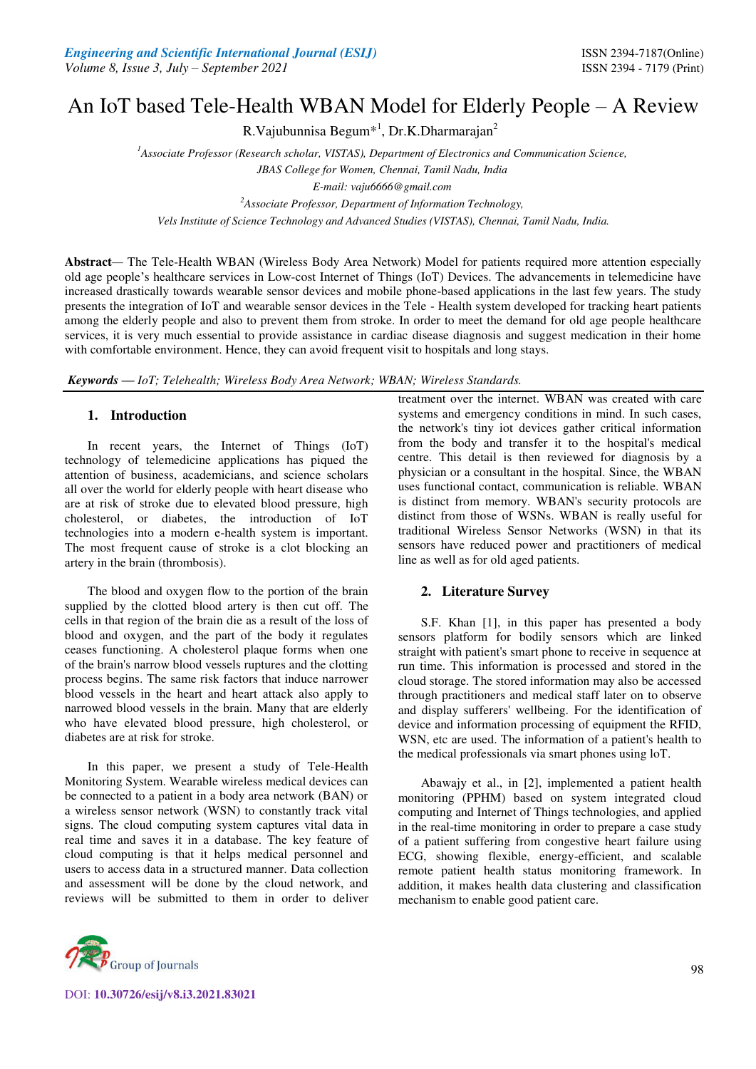# An IoT based Tele-Health WBAN Model for Elderly People – A Review

R.Vajubunnisa Begum*[1], Dr.K.Dharmarajan[2]

[1]Associate Professor (Research scholar, VISTAS), Department of Electronics and Communication Science, JBAS College for Women, Chennai, Tamil Nadu, India

E-mail: vaju6666@gmail.com

[2]Associate Professor, Department of Information Technology, Vels Institute of Science Technology and Advanced Studies (VISTAS), Chennai, Tamil Nadu, India.

**Abstract**— The Tele-Health WBAN (Wireless Body Area Network) Model for patients required more attention especially old age people's healthcare services in Low-cost Internet of Things (IoT) Devices. The advancements in telemedicine have increased drastically towards wearable sensor devices and mobile phone-based applications in the last few years. The study presents the integration of IoT and wearable sensor devices in the Tele - Health system developed for tracking heart patients among the elderly people and also to prevent them from stroke. In order to meet the demand for old age people healthcare services, it is very much essential to provide assistance in cardiac disease diagnosis and suggest medication in their home with comfortable environment. Hence, they can avoid frequent visit to hospitals and long stays.

***Keywords* — *IoT; Telehealth; Wireless Body Area Network; WBAN; Wireless Standards.***

## 1. Introduction

In recent years, the Internet of Things (IoT) technology of telemedicine applications has piqued the attention of business, academicians, and science scholars all over the world for elderly people with heart disease who are at risk of stroke due to elevated blood pressure, high cholesterol, or diabetes, the introduction of IoT technologies into a modern e-health system is important. The most frequent cause of stroke is a clot blocking an artery in the brain (thrombosis).

The blood and oxygen flow to the portion of the brain supplied by the clotted blood artery is then cut off. The cells in that region of the brain die as a result of the loss of blood and oxygen, and the part of the body it regulates ceases functioning. A cholesterol plaque forms when one of the brain's narrow blood vessels ruptures and the clotting process begins. The same risk factors that induce narrower blood vessels in the heart and heart attack also apply to narrowed blood vessels in the brain. Many that are elderly who have elevated blood pressure, high cholesterol, or diabetes are at risk for stroke.

In this paper, we present a study of Tele-Health Monitoring System. Wearable wireless medical devices can be connected to a patient in a body area network (BAN) or a wireless sensor network (WSN) to constantly track vital signs. The cloud computing system captures vital data in real time and saves it in a database. The key feature of cloud computing is that it helps medical personnel and users to access data in a structured manner. Data collection and assessment will be done by the cloud network, and reviews will be submitted to them in order to deliver treatment over the internet. WBAN was created with care systems and emergency conditions in mind. In such cases, the network's tiny iot devices gather critical information from the body and transfer it to the hospital's medical centre. This detail is then reviewed for diagnosis by a physician or a consultant in the hospital. Since, the WBAN uses functional contact, communication is reliable. WBAN is distinct from memory. WBAN's security protocols are distinct from those of WSNs. WBAN is really useful for traditional Wireless Sensor Networks (WSN) in that its sensors have reduced power and practitioners of medical line as well as for old aged patients.

## 2. Literature Survey

S.F. Khan [1], in this paper has presented a body sensors platform for bodily sensors which are linked straight with patient's smart phone to receive in sequence at run time. This information is processed and stored in the cloud storage. The stored information may also be accessed through practitioners and medical staff later on to observe and display sufferers' wellbeing. For the identification of device and information processing of equipment the RFID, WSN, etc are used. The information of a patient's health to the medical professionals via smart phones using IoT.

Abawajy et al., in [2], implemented a patient health monitoring (PPHM) based on system integrated cloud computing and Internet of Things technologies, and applied in the real-time monitoring in order to prepare a case study of a patient suffering from congestive heart failure using ECG, showing flexible, energy-efficient, and scalable remote patient health status monitoring framework. In addition, it makes health data clustering and classification mechanism to enable good patient care.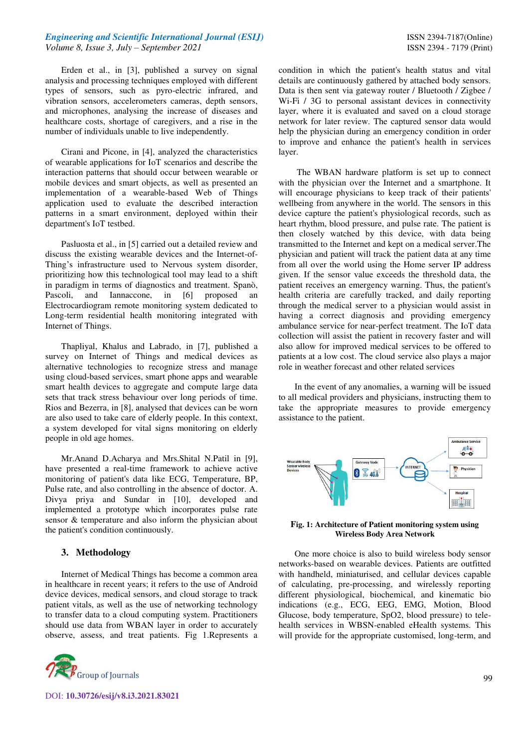Erden et al., in [3], published a survey on signal analysis and processing techniques employed with different types of sensors, such as pyro-electric infrared, and vibration sensors, accelerometers cameras, depth sensors, and microphones, analysing the increase of diseases and healthcare costs, shortage of caregivers, and a rise in the number of individuals unable to live independently.

Cirani and Picone, in [4], analyzed the characteristics of wearable applications for IoT scenarios and describe the interaction patterns that should occur between wearable or mobile devices and smart objects, as well as presented an implementation of a wearable-based Web of Things application used to evaluate the described interaction patterns in a smart environment, deployed within their department's IoT testbed.

Pasluosta et al., in [5] carried out a detailed review and discuss the existing wearable devices and the Internet-of-Thing's infrastructure used to Nervous system disorder, prioritizing how this technological tool may lead to a shift in paradigm in terms of diagnostics and treatment. Spanò, Pascoli, and Iannaccone, in [6] proposed an Electrocardiogram remote monitoring system dedicated to Long-term residential health monitoring integrated with Internet of Things.

Thapliyal, Khalus and Labrado, in [7], published a survey on Internet of Things and medical devices as alternative technologies to recognize stress and manage using cloud-based services, smart phone apps and wearable smart health devices to aggregate and compute large data sets that track stress behaviour over long periods of time. Rios and Bezerra, in [8], analysed that devices can be worn are also used to take care of elderly people. In this context, a system developed for vital signs monitoring on elderly people in old age homes.

Mr.Anand D.Acharya and Mrs.Shital N.Patil in [9], have presented a real-time framework to achieve active monitoring of patient's data like ECG, Temperature, BP, Pulse rate, and also controlling in the absence of doctor. A. Divya priya and Sundar in [10], developed and implemented a prototype which incorporates pulse rate sensor & temperature and also inform the physician about the patient's condition continuously.

## 3. Methodology

Internet of Medical Things has become a common area in healthcare in recent years; it refers to the use of Android device devices, medical sensors, and cloud storage to track patient vitals, as well as the use of networking technology to transfer data to a cloud computing system. Practitioners should use data from WBAN layer in order to accurately observe, assess, and treat patients. Fig 1.Represents a condition in which the patient's health status and vital details are continuously gathered by attached body sensors. Data is then sent via gateway router / Bluetooth / Zigbee / Wi-Fi / 3G to personal assistant devices in connectivity layer, where it is evaluated and saved on a cloud storage network for later review. The captured sensor data would help the physician during an emergency condition in order to improve and enhance the patient's health in services layer.

The WBAN hardware platform is set up to connect with the physician over the Internet and a smartphone. It will encourage physicians to keep track of their patients' wellbeing from anywhere in the world. The sensors in this device capture the patient's physiological records, such as heart rhythm, blood pressure, and pulse rate. The patient is then closely watched by this device, with data being transmitted to the Internet and kept on a medical server.The physician and patient will track the patient data at any time from all over the world using the Home server IP address given. If the sensor value exceeds the threshold data, the patient receives an emergency warning. Thus, the patient's health criteria are carefully tracked, and daily reporting through the medical server to a physician would assist in having a correct diagnosis and providing emergency ambulance service for near-perfect treatment. The IoT data collection will assist the patient in recovery faster and will also allow for improved medical services to be offered to patients at a low cost. The cloud service also plays a major role in weather forecast and other related services

In the event of any anomalies, a warning will be issued to all medical providers and physicians, instructing them to take the appropriate measures to provide emergency assistance to the patient.

**Fig. 1: Architecture of Patient monitoring system using Wireless Body Area Network**

One more choice is also to build wireless body sensor networks-based on wearable devices. Patients are outfitted with handheld, miniaturised, and cellular devices capable of calculating, pre-processing, and wirelessly reporting different physiological, biochemical, and kinematic bio indications (e.g., ECG, EEG, EMG, Motion, Blood Glucose, body temperature, SpO2, body pressure) to tele-health services in WBSN-enabled eHealth systems. This will provide for the appropriate customised, long-term, and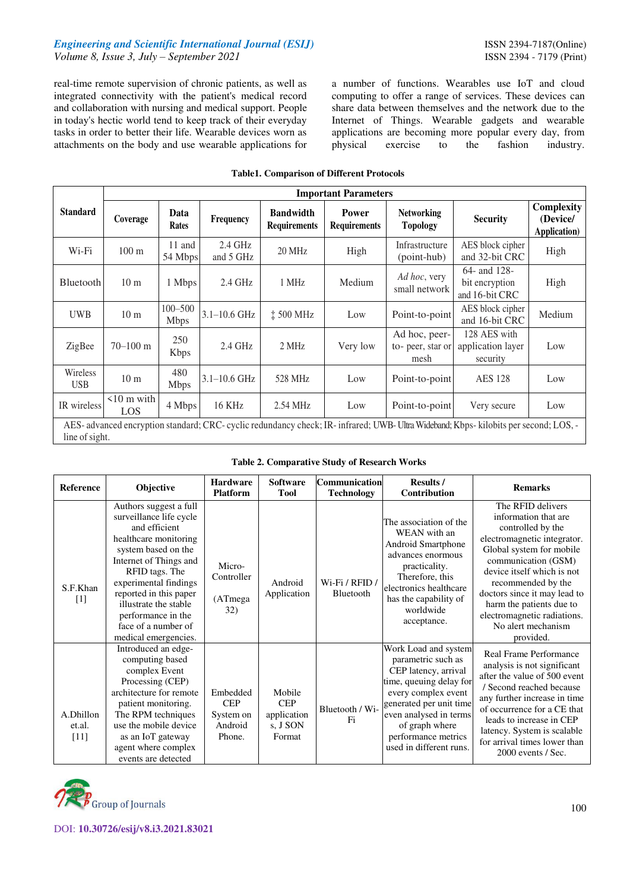real-time remote supervision of chronic patients, as well as integrated connectivity with the patient's medical record and collaboration with nursing and medical support. People in today's hectic world tend to keep track of their everyday tasks in order to better their life. Wearable devices worn as attachments on the body and use wearable applications for a number of functions. Wearables use IoT and cloud computing to offer a range of services. These devices can share data between themselves and the network due to the Internet of Things. Wearable gadgets and wearable applications are becoming more popular every day, from physical exercise to the fashion industry.

**Table1. Comparison of Different Protocols**

| Standard | Important Parameters | | | | | | | |
|---|---|---|---|---|---|---|---|---|
| | Coverage | Data Rates | Frequency | Bandwidth Requirements | Power Requirements | Networking Topology | Security | Complexity (Device/ Application) |
| Wi-Fi | 100 m | 11 and 54 Mbps | 2.4 GHz and 5 GHz | 20 MHz | High | Infrastructure (point-hub) | AES block cipher and 32-bit CRC | High |
| Bluetooth | 10 m | 1 Mbps | 2.4 GHz | 1 MHz | Medium | *Ad hoc*, very small network | 64- and 128-bit encryption and 16-bit CRC | High |
| UWB | 10 m | 100–500 Mbps | 3.1–10.6 GHz | ‡ 500 MHz | Low | Point-to-point | AES block cipher and 16-bit CRC | Medium |
| ZigBee | 70–100 m | 250 Kbps | 2.4 GHz | 2 MHz | Very low | Ad hoc, peer-to- peer, star or mesh | 128 AES with application layer security | Low |
| Wireless USB | 10 m | 480 Mbps | 3.1–10.6 GHz | 528 MHz | Low | Point-to-point | AES 128 | Low |
| IR wireless | <10 m with LOS | 4 Mbps | 16 KHz | 2.54 MHz | Low | Point-to-point | Very secure | Low |

AES- advanced encryption standard; CRC- cyclic redundancy check; IR- infrared; UWB- Ultra Wideband; Kbps- kilobits per second; LOS, - line of sight.

**Table 2. Comparative Study of Research Works**

| Reference | Objective | Hardware Platform | Software Tool | Communication Technology | Results / Contribution | Remarks |
|---|---|---|---|---|---|---|
| S.F.Khan [1] | Authors suggest a full surveillance life cycle and efficient healthcare monitoring system based on the Internet of Things and RFID tags. The experimental findings reported in this paper illustrate the stable performance in the face of a number of medical emergencies. | Micro-Controller (ATmega 32) | Android Application | Wi-Fi / RFID / Bluetooth | The association of the WEAN with an Android Smartphone advances enormous practicality. Therefore, this electronics healthcare has the capability of worldwide acceptance. | The RFID delivers information that are controlled by the electromagnetic integrator. Global system for mobile communication (GSM) device itself which is not recommended by the doctors since it may lead to harm the patients due to electromagnetic radiations. No alert mechanism provided. |
| A.Dhillon et.al. [11] | Introduced an edge-computing based complex Event Processing (CEP) architecture for remote patient monitoring. The RPM techniques use the mobile device as an IoT gateway agent where complex events are detected | Embedded CEP System on Android Phone. | Mobile application s, J SON Format | Bluetooth / Wi-Fi | Work Load and system parametric such as CEP latency, arrival time, queuing delay for every complex event generated per unit time even analysed in terms of graph where performance metrics used in different runs. | Real Frame Performance analysis is not significant after the value of 500 event / Second reached because any further increase in time of occurrence for a CE that leads to increase in CEP latency. System is scalable for arrival times lower than 2000 events / Sec. |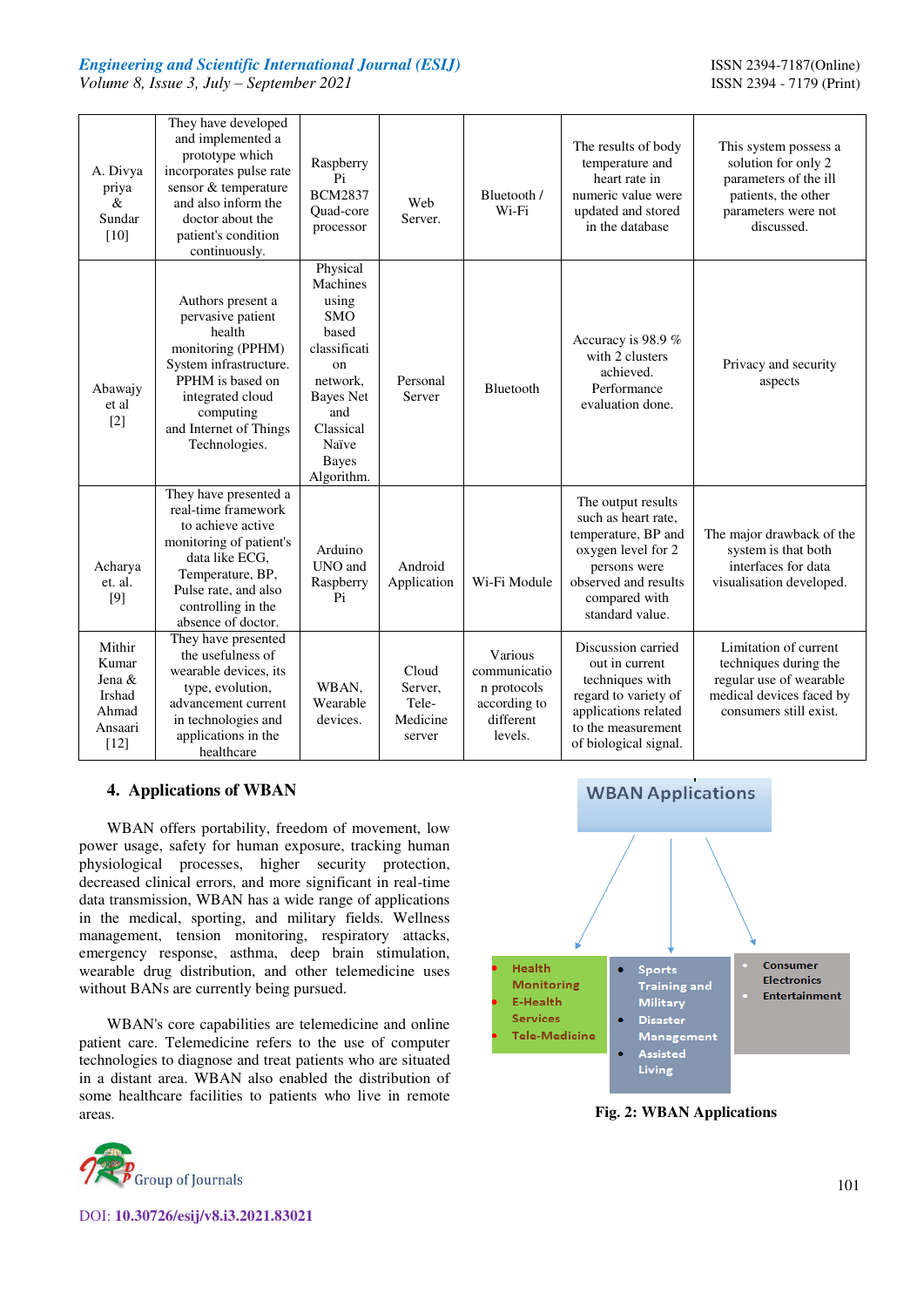| A. Divya priya & Sundar [10] | They have developed and implemented a prototype which incorporates pulse rate sensor & temperature and also inform the doctor about the patient's condition continuously. | Raspberry Pi BCM2837 Quad-core processor | Web Server. | Bluetooth / Wi-Fi | The results of body temperature and heart rate in numeric value were updated and stored in the database | This system possess a solution for only 2 parameters of the ill patients, the other parameters were not discussed. |
|---|---|---|---|---|---|---|
| Abawajy et al [2] | Authors present a pervasive patient health monitoring (PPHM) System infrastructure. PPHM is based on integrated cloud computing and Internet of Things Technologies. | Physical Machines using SMO based classification network, Bayes Net and Classical Naïve Bayes Algorithm. | Personal Server | Bluetooth | Accuracy is 98.9 % with 2 clusters achieved. Performance evaluation done. | Privacy and security aspects |
| Acharya et. al. [9] | They have presented a real-time framework to achieve active monitoring of patient's data like ECG, Temperature, BP, Pulse rate, and also controlling in the absence of doctor. | Arduino UNO and Raspberry Pi | Android Application | Wi-Fi Module | The output results such as heart rate, temperature, BP and oxygen level for 2 persons were observed and results compared with standard value. | The major drawback of the system is that both interfaces for data visualisation developed. |
| Mithir Kumar Jena & Irshad Ahmad Ansaari [12] | They have presented the usefulness of wearable devices, its type, evolution, advancement current in technologies and applications in the healthcare | WBAN, Wearable devices. | Cloud Server, Tele-Medicine server | Various communication protocols according to different levels. | Discussion carried out in current techniques with regard to variety of applications related to the measurement of biological signal. | Limitation of current techniques during the regular use of wearable medical devices faced by consumers still exist. |

## 4. Applications of WBAN

WBAN offers portability, freedom of movement, low power usage, safety for human exposure, tracking human physiological processes, higher security protection, decreased clinical errors, and more significant in real-time data transmission, WBAN has a wide range of applications in the medical, sporting, and military fields. Wellness management, tension monitoring, respiratory attacks, emergency response, asthma, deep brain stimulation, wearable drug distribution, and other telemedicine uses without BANs are currently being pursued.

WBAN's core capabilities are telemedicine and online patient care. Telemedicine refers to the use of computer technologies to diagnose and treat patients who are situated in a distant area. WBAN also enabled the distribution of some healthcare facilities to patients who live in remote areas.

WBAN Applications

- Health Monitoring
- E-Health Services
- Tele-Medicine

- Sports Training and Military
- Disaster Management
- Assisted Living

- Consumer Electronics
- Entertainment

**Fig. 2: WBAN Applications**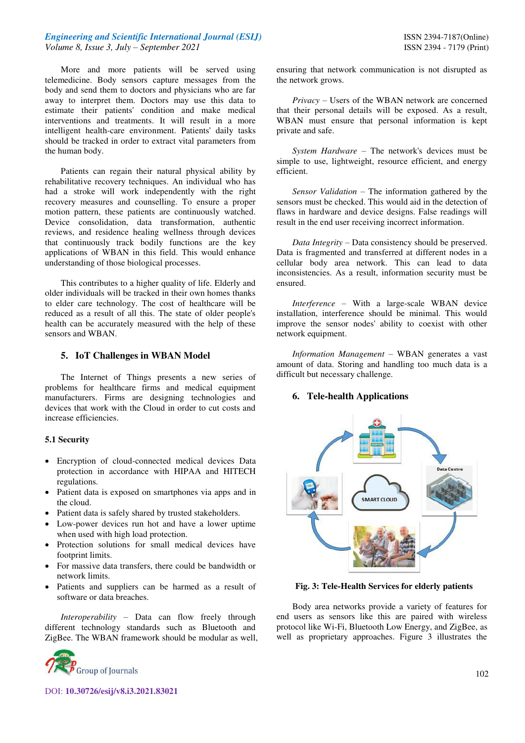More and more patients will be served using telemedicine. Body sensors capture messages from the body and send them to doctors and physicians who are far away to interpret them. Doctors may use this data to estimate their patients' condition and make medical interventions and treatments. It will result in a more intelligent health-care environment. Patients' daily tasks should be tracked in order to extract vital parameters from the human body.

Patients can regain their natural physical ability by rehabilitative recovery techniques. An individual who has had a stroke will work independently with the right recovery measures and counselling. To ensure a proper motion pattern, these patients are continuously watched. Device consolidation, data transformation, authentic reviews, and residence healing wellness through devices that continuously track bodily functions are the key applications of WBAN in this field. This would enhance understanding of those biological processes.

This contributes to a higher quality of life. Elderly and older individuals will be tracked in their own homes thanks to elder care technology. The cost of healthcare will be reduced as a result of all this. The state of older people's health can be accurately measured with the help of these sensors and WBAN.

## 5. IoT Challenges in WBAN Model

The Internet of Things presents a new series of problems for healthcare firms and medical equipment manufacturers. Firms are designing technologies and devices that work with the Cloud in order to cut costs and increase efficiencies.

### 5.1 Security

- Encryption of cloud-connected medical devices Data protection in accordance with HIPAA and HITECH regulations.
- Patient data is exposed on smartphones via apps and in the cloud.
- Patient data is safely shared by trusted stakeholders.
- Low-power devices run hot and have a lower uptime when used with high load protection.
- Protection solutions for small medical devices have footprint limits.
- For massive data transfers, there could be bandwidth or network limits.
- Patients and suppliers can be harmed as a result of software or data breaches.

*Interoperability* – Data can flow freely through different technology standards such as Bluetooth and ZigBee. The WBAN framework should be modular as well, ensuring that network communication is not disrupted as the network grows.

*Privacy* – Users of the WBAN network are concerned that their personal details will be exposed. As a result, WBAN must ensure that personal information is kept private and safe.

*System Hardware* – The network's devices must be simple to use, lightweight, resource efficient, and energy efficient.

*Sensor Validation* – The information gathered by the sensors must be checked. This would aid in the detection of flaws in hardware and device designs. False readings will result in the end user receiving incorrect information.

*Data Integrity* – Data consistency should be preserved. Data is fragmented and transferred at different nodes in a cellular body area network. This can lead to data inconsistencies. As a result, information security must be ensured.

*Interference* – With a large-scale WBAN device installation, interference should be minimal. This would improve the sensor nodes' ability to coexist with other network equipment.

*Information Management* – WBAN generates a vast amount of data. Storing and handling too much data is a difficult but necessary challenge.

## 6. Tele-health Applications

**Fig. 3: Tele-Health Services for elderly patients**

Body area networks provide a variety of features for end users as sensors like this are paired with wireless protocol like Wi-Fi, Bluetooth Low Energy, and ZigBee, as well as proprietary approaches. Figure 3 illustrates the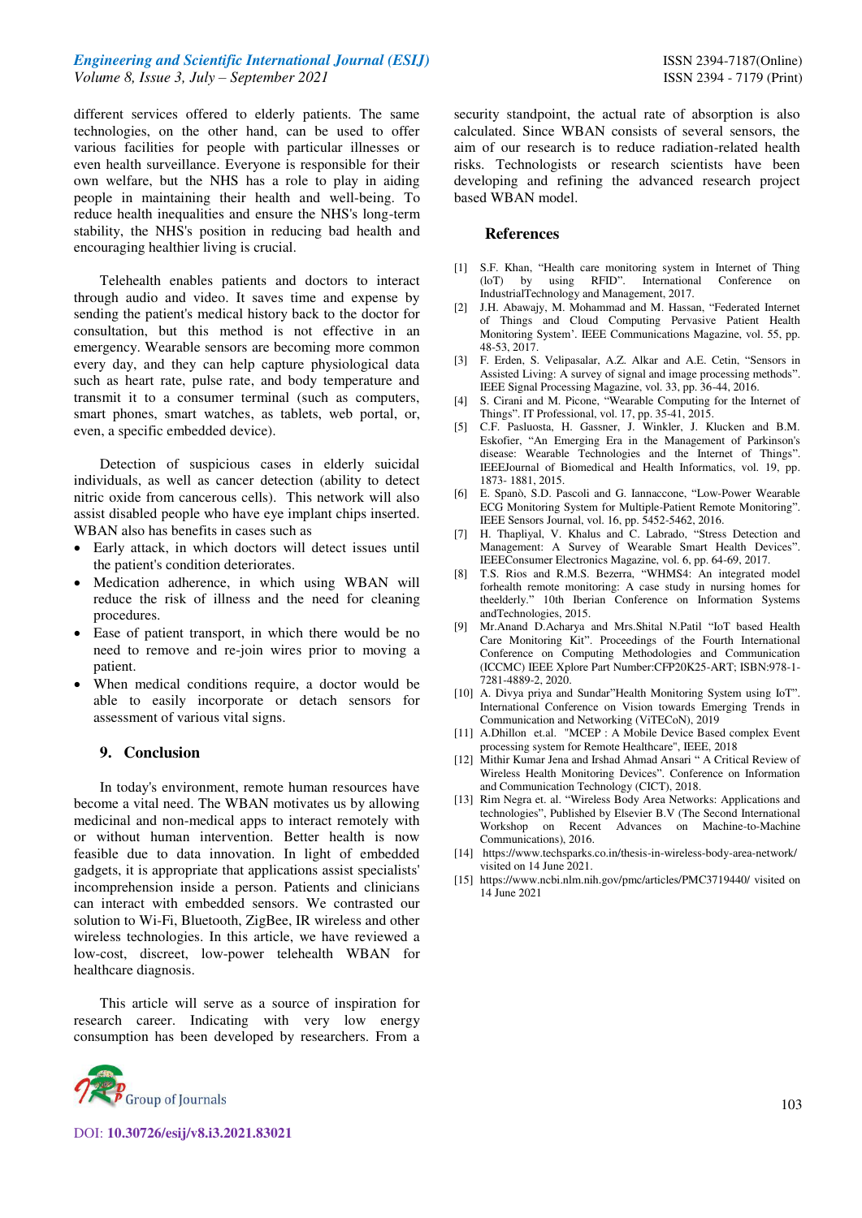different services offered to elderly patients. The same technologies, on the other hand, can be used to offer various facilities for people with particular illnesses or even health surveillance. Everyone is responsible for their own welfare, but the NHS has a role to play in aiding people in maintaining their health and well-being. To reduce health inequalities and ensure the NHS's long-term stability, the NHS's position in reducing bad health and encouraging healthier living is crucial.

Telehealth enables patients and doctors to interact through audio and video. It saves time and expense by sending the patient's medical history back to the doctor for consultation, but this method is not effective in an emergency. Wearable sensors are becoming more common every day, and they can help capture physiological data such as heart rate, pulse rate, and body temperature and transmit it to a consumer terminal (such as computers, smart phones, smart watches, as tablets, web portal, or, even, a specific embedded device).

Detection of suspicious cases in elderly suicidal individuals, as well as cancer detection (ability to detect nitric oxide from cancerous cells). This network will also assist disabled people who have eye implant chips inserted. WBAN also has benefits in cases such as

- Early attack, in which doctors will detect issues until the patient's condition deteriorates.
- Medication adherence, in which using WBAN will reduce the risk of illness and the need for cleaning procedures.
- Ease of patient transport, in which there would be no need to remove and re-join wires prior to moving a patient.
- When medical conditions require, a doctor would be able to easily incorporate or detach sensors for assessment of various vital signs.

## 9. Conclusion

In today's environment, remote human resources have become a vital need. The WBAN motivates us by allowing medicinal and non-medical apps to interact remotely with or without human intervention. Better health is now feasible due to data innovation. In light of embedded gadgets, it is appropriate that applications assist specialists' incomprehension inside a person. Patients and clinicians can interact with embedded sensors. We contrasted our solution to Wi-Fi, Bluetooth, ZigBee, IR wireless and other wireless technologies. In this article, we have reviewed a low-cost, discreet, low-power telehealth WBAN for healthcare diagnosis.

This article will serve as a source of inspiration for research career. Indicating with very low energy consumption has been developed by researchers. From a security standpoint, the actual rate of absorption is also calculated. Since WBAN consists of several sensors, the aim of our research is to reduce radiation-related health risks. Technologists or research scientists have been developing and refining the advanced research project based WBAN model.

## References

[1] S.F. Khan, "Health care monitoring system in Internet of Thing (loT) by using RFID". International Conference on IndustrialTechnology and Management, 2017.

[2] J.H. Abawajy, M. Mohammad and M. Hassan, "Federated Internet of Things and Cloud Computing Pervasive Patient Health Monitoring System'. IEEE Communications Magazine, vol. 55, pp. 48-53, 2017.

[3] F. Erden, S. Velipasalar, A.Z. Alkar and A.E. Cetin, "Sensors in Assisted Living: A survey of signal and image processing methods". IEEE Signal Processing Magazine, vol. 33, pp. 36-44, 2016.

[4] S. Cirani and M. Picone, "Wearable Computing for the Internet of Things". IT Professional, vol. 17, pp. 35-41, 2015.

[5] C.F. Pasluosta, H. Gassner, J. Winkler, J. Klucken and B.M. Eskofier, "An Emerging Era in the Management of Parkinson's disease: Wearable Technologies and the Internet of Things". IEEEJournal of Biomedical and Health Informatics, vol. 19, pp. 1873- 1881, 2015.

[6] E. Spanò, S.D. Pascoli and G. Iannaccone, "Low-Power Wearable ECG Monitoring System for Multiple-Patient Remote Monitoring". IEEE Sensors Journal, vol. 16, pp. 5452-5462, 2016.

[7] H. Thapliyal, V. Khalus and C. Labrado, "Stress Detection and Management: A Survey of Wearable Smart Health Devices". IEEEConsumer Electronics Magazine, vol. 6, pp. 64-69, 2017.

[8] T.S. Rios and R.M.S. Bezerra, "WHMS4: An integrated model forhealth remote monitoring: A case study in nursing homes for theelderly." 10th Iberian Conference on Information Systems andTechnologies, 2015.

[9] Mr.Anand D.Acharya and Mrs.Shital N.Patil "IoT based Health Care Monitoring Kit". Proceedings of the Fourth International Conference on Computing Methodologies and Communication (ICCMC) IEEE Xplore Part Number:CFP20K25-ART; ISBN:978-1-7281-4889-2, 2020.

[10] A. Divya priya and Sundar"Health Monitoring System using IoT". International Conference on Vision towards Emerging Trends in Communication and Networking (ViTECoN), 2019

[11] A.Dhillon et.al. "MCEP : A Mobile Device Based complex Event processing system for Remote Healthcare", IEEE, 2018

[12] Mithir Kumar Jena and Irshad Ahmad Ansari " A Critical Review of Wireless Health Monitoring Devices". Conference on Information and Communication Technology (CICT), 2018.

[13] Rim Negra et. al. "Wireless Body Area Networks: Applications and technologies", Published by Elsevier B.V (The Second International Workshop on Recent Advances on Machine-to-Machine Communications), 2016.

[14] https://www.techsparks.co.in/thesis-in-wireless-body-area-network/ visited on 14 June 2021.

[15] https://www.ncbi.nlm.nih.gov/pmc/articles/PMC3719440/ visited on 14 June 2021